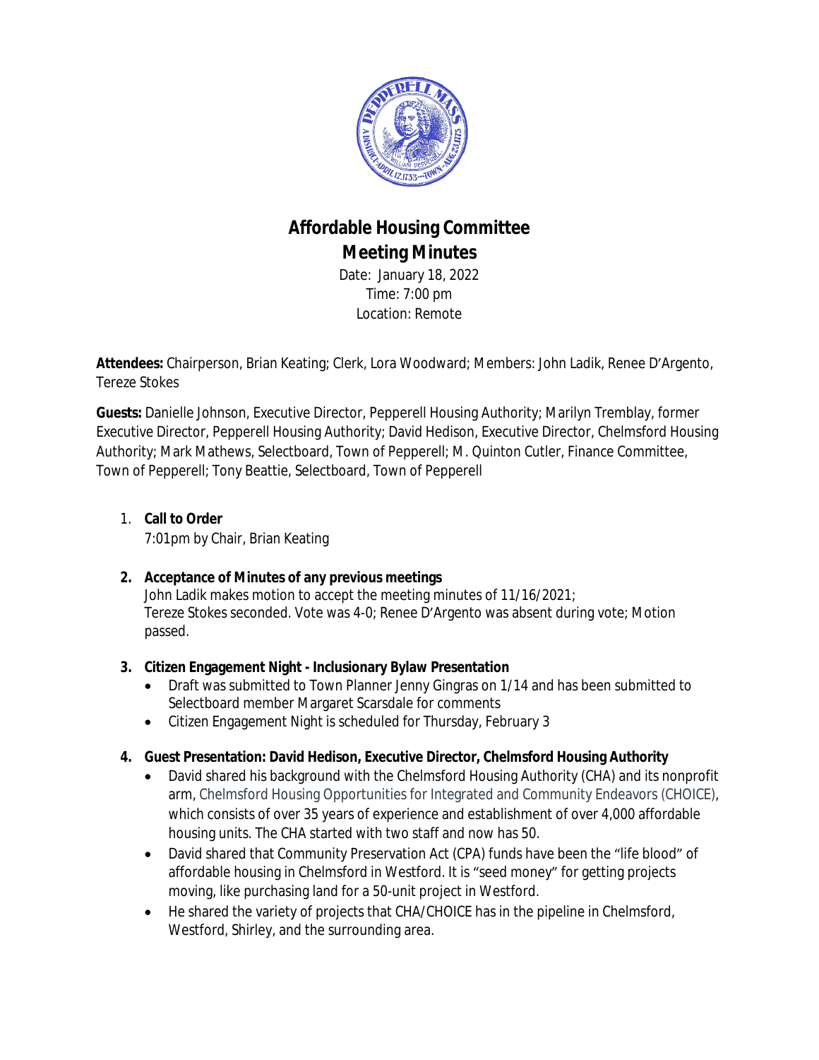# Affordable Housing Committee

## Meeting Minutes

Date: January 18, 2022
Time: 7:00 pm
Location: Remote

**Attendees:** Chairperson, Brian Keating; Clerk, Lora Woodward; Members: John Ladik, Renee D'Argento, Tereze Stokes

**Guests:** Danielle Johnson, Executive Director, Pepperell Housing Authority; Marilyn Tremblay, former Executive Director, Pepperell Housing Authority; David Hedison, Executive Director, Chelmsford Housing Authority; Mark Mathews, Selectboard, Town of Pepperell; M. Quinton Cutler, Finance Committee, Town of Pepperell; Tony Beattie, Selectboard, Town of Pepperell

1. **Call to Order**
   7:01pm by Chair, Brian Keating

2. **Acceptance of Minutes of any previous meetings**
   John Ladik makes motion to accept the meeting minutes of 11/16/2021; Tereze Stokes seconded. Vote was 4-0; Renee D'Argento was absent during vote; Motion passed.

3. **Citizen Engagement Night - Inclusionary Bylaw Presentation**
   - Draft was submitted to Town Planner Jenny Gingras on 1/14 and has been submitted to Selectboard member Margaret Scarsdale for comments
   - Citizen Engagement Night is scheduled for Thursday, February 3

4. **Guest Presentation: David Hedison, Executive Director, Chelmsford Housing Authority**
   - David shared his background with the Chelmsford Housing Authority (CHA) and its nonprofit arm, Chelmsford Housing Opportunities for Integrated and Community Endeavors (CHOICE), which consists of over 35 years of experience and establishment of over 4,000 affordable housing units. The CHA started with two staff and now has 50.
   - David shared that Community Preservation Act (CPA) funds have been the "life blood" of affordable housing in Chelmsford in Westford. It is "seed money" for getting projects moving, like purchasing land for a 50-unit project in Westford.
   - He shared the variety of projects that CHA/CHOICE has in the pipeline in Chelmsford, Westford, Shirley, and the surrounding area.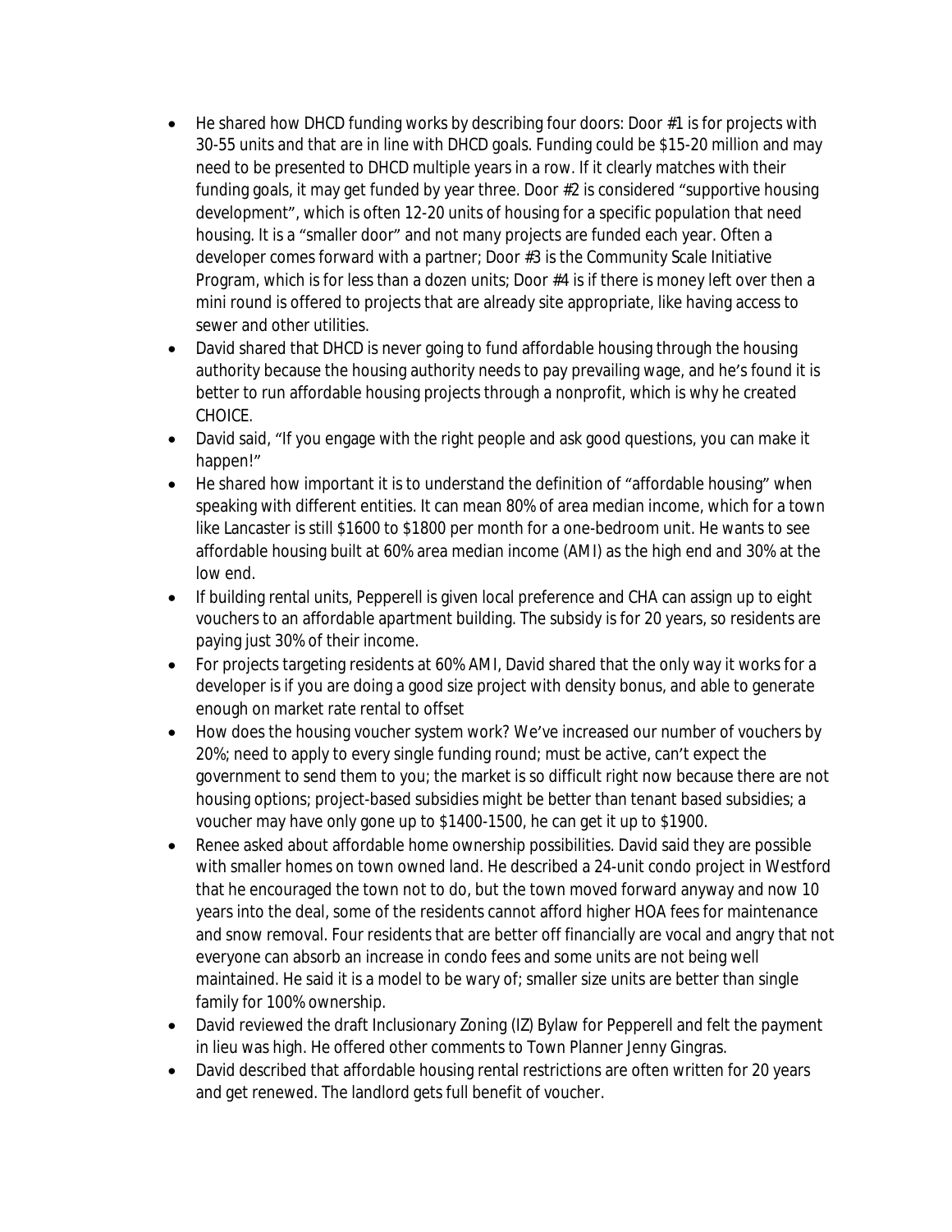- He shared how DHCD funding works by describing four doors: Door #1 is for projects with 30-55 units and that are in line with DHCD goals. Funding could be $15-20 million and may need to be presented to DHCD multiple years in a row. If it clearly matches with their funding goals, it may get funded by year three. Door #2 is considered "supportive housing development", which is often 12-20 units of housing for a specific population that need housing. It is a "smaller door" and not many projects are funded each year. Often a developer comes forward with a partner; Door #3 is the Community Scale Initiative Program, which is for less than a dozen units; Door #4 is if there is money left over then a mini round is offered to projects that are already site appropriate, like having access to sewer and other utilities.
- David shared that DHCD is never going to fund affordable housing through the housing authority because the housing authority needs to pay prevailing wage, and he's found it is better to run affordable housing projects through a nonprofit, which is why he created CHOICE.
- David said, "If you engage with the right people and ask good questions, you can make it happen!"
- He shared how important it is to understand the definition of "affordable housing" when speaking with different entities. It can mean 80% of area median income, which for a town like Lancaster is still $1600 to $1800 per month for a one-bedroom unit. He wants to see affordable housing built at 60% area median income (AMI) as the high end and 30% at the low end.
- If building rental units, Pepperell is given local preference and CHA can assign up to eight vouchers to an affordable apartment building. The subsidy is for 20 years, so residents are paying just 30% of their income.
- For projects targeting residents at 60% AMI, David shared that the only way it works for a developer is if you are doing a good size project with density bonus, and able to generate enough on market rate rental to offset
- How does the housing voucher system work? We've increased our number of vouchers by 20%; need to apply to every single funding round; must be active, can't expect the government to send them to you; the market is so difficult right now because there are not housing options; project-based subsidies might be better than tenant based subsidies; a voucher may have only gone up to $1400-1500, he can get it up to $1900.
- Renee asked about affordable home ownership possibilities. David said they are possible with smaller homes on town owned land. He described a 24-unit condo project in Westford that he encouraged the town not to do, but the town moved forward anyway and now 10 years into the deal, some of the residents cannot afford higher HOA fees for maintenance and snow removal. Four residents that are better off financially are vocal and angry that not everyone can absorb an increase in condo fees and some units are not being well maintained. He said it is a model to be wary of; smaller size units are better than single family for 100% ownership.
- David reviewed the draft Inclusionary Zoning (IZ) Bylaw for Pepperell and felt the payment in lieu was high. He offered other comments to Town Planner Jenny Gingras.
- David described that affordable housing rental restrictions are often written for 20 years and get renewed. The landlord gets full benefit of voucher.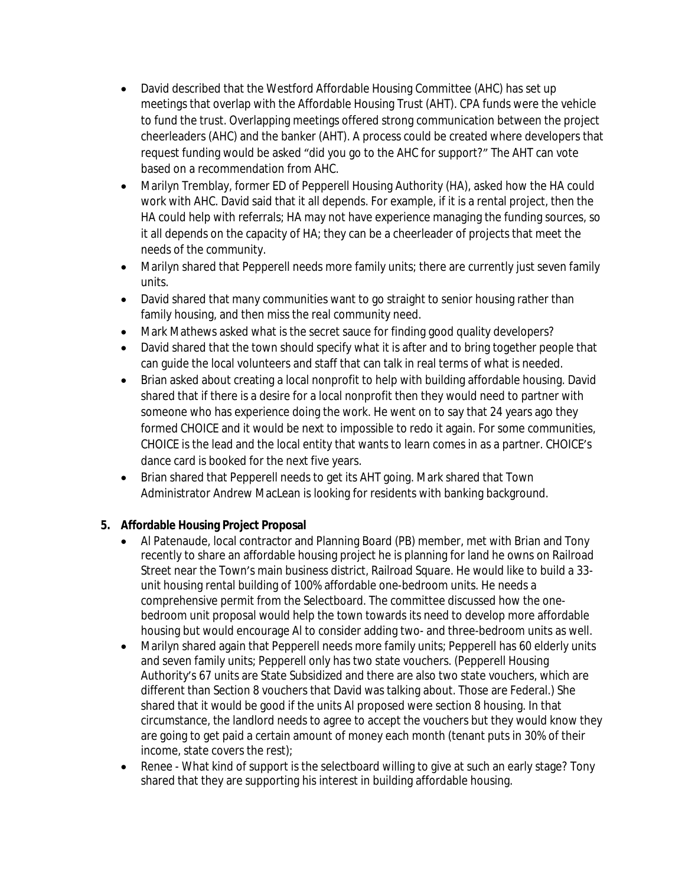- David described that the Westford Affordable Housing Committee (AHC) has set up meetings that overlap with the Affordable Housing Trust (AHT). CPA funds were the vehicle to fund the trust. Overlapping meetings offered strong communication between the project cheerleaders (AHC) and the banker (AHT). A process could be created where developers that request funding would be asked "did you go to the AHC for support?" The AHT can vote based on a recommendation from AHC.
- Marilyn Tremblay, former ED of Pepperell Housing Authority (HA), asked how the HA could work with AHC. David said that it all depends. For example, if it is a rental project, then the HA could help with referrals; HA may not have experience managing the funding sources, so it all depends on the capacity of HA; they can be a cheerleader of projects that meet the needs of the community.
- Marilyn shared that Pepperell needs more family units; there are currently just seven family units.
- David shared that many communities want to go straight to senior housing rather than family housing, and then miss the real community need.
- Mark Mathews asked what is the secret sauce for finding good quality developers?
- David shared that the town should specify what it is after and to bring together people that can guide the local volunteers and staff that can talk in real terms of what is needed.
- Brian asked about creating a local nonprofit to help with building affordable housing. David shared that if there is a desire for a local nonprofit then they would need to partner with someone who has experience doing the work. He went on to say that 24 years ago they formed CHOICE and it would be next to impossible to redo it again. For some communities, CHOICE is the lead and the local entity that wants to learn comes in as a partner. CHOICE's dance card is booked for the next five years.
- Brian shared that Pepperell needs to get its AHT going. Mark shared that Town Administrator Andrew MacLean is looking for residents with banking background.

**5. Affordable Housing Project Proposal**

- Al Patenaude, local contractor and Planning Board (PB) member, met with Brian and Tony recently to share an affordable housing project he is planning for land he owns on Railroad Street near the Town's main business district, Railroad Square. He would like to build a 33-unit housing rental building of 100% affordable one-bedroom units. He needs a comprehensive permit from the Selectboard. The committee discussed how the one-bedroom unit proposal would help the town towards its need to develop more affordable housing but would encourage Al to consider adding two- and three-bedroom units as well.
- Marilyn shared again that Pepperell needs more family units; Pepperell has 60 elderly units and seven family units; Pepperell only has two state vouchers. (Pepperell Housing Authority's 67 units are State Subsidized and there are also two state vouchers, which are different than Section 8 vouchers that David was talking about. Those are Federal.) She shared that it would be good if the units Al proposed were section 8 housing. In that circumstance, the landlord needs to agree to accept the vouchers but they would know they are going to get paid a certain amount of money each month (tenant puts in 30% of their income, state covers the rest);
- Renee - What kind of support is the selectboard willing to give at such an early stage? Tony shared that they are supporting his interest in building affordable housing.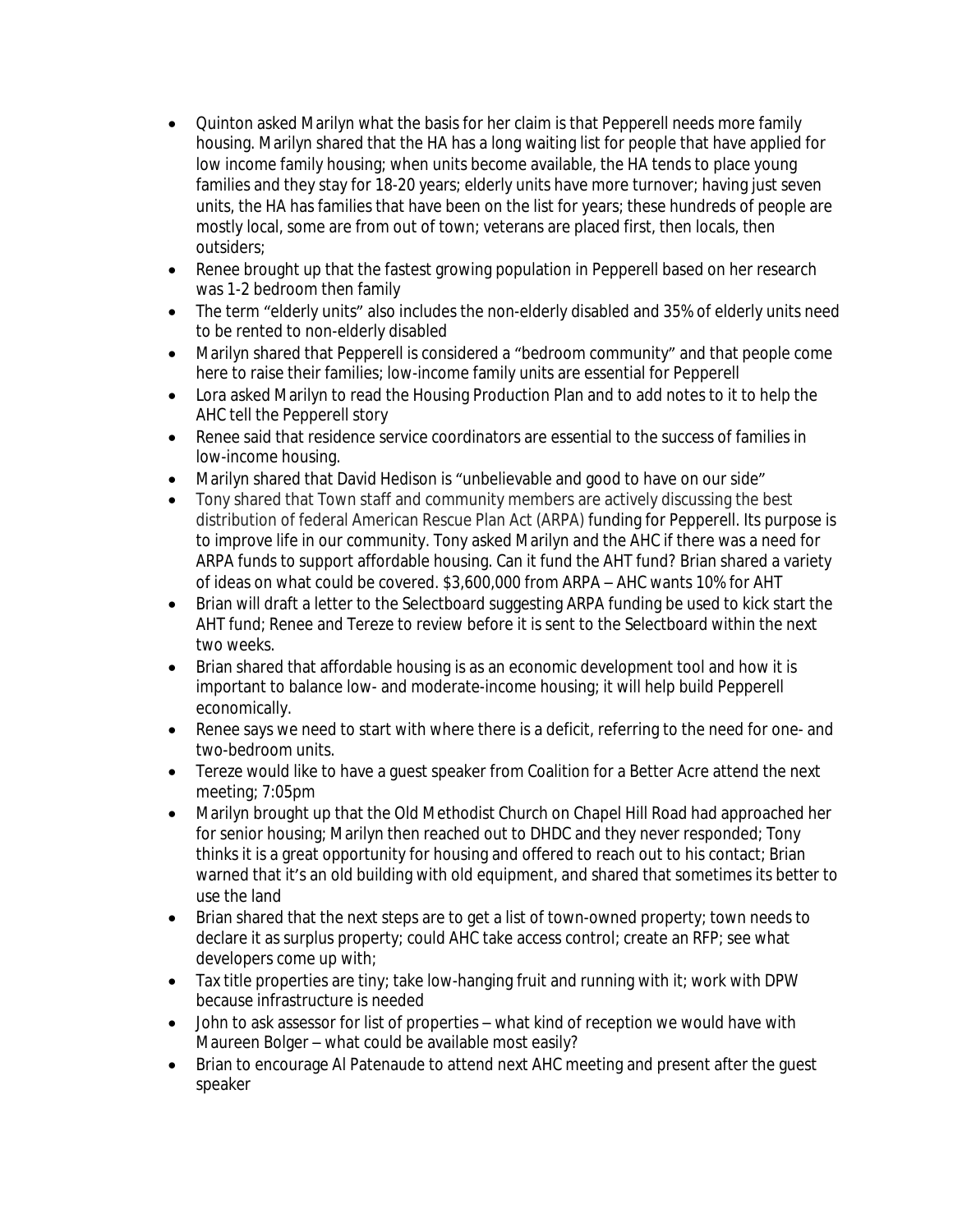- Quinton asked Marilyn what the basis for her claim is that Pepperell needs more family housing. Marilyn shared that the HA has a long waiting list for people that have applied for low income family housing; when units become available, the HA tends to place young families and they stay for 18-20 years; elderly units have more turnover; having just seven units, the HA has families that have been on the list for years; these hundreds of people are mostly local, some are from out of town; veterans are placed first, then locals, then outsiders;
- Renee brought up that the fastest growing population in Pepperell based on her research was 1-2 bedroom then family
- The term "elderly units" also includes the non-elderly disabled and 35% of elderly units need to be rented to non-elderly disabled
- Marilyn shared that Pepperell is considered a "bedroom community" and that people come here to raise their families; low-income family units are essential for Pepperell
- Lora asked Marilyn to read the Housing Production Plan and to add notes to it to help the AHC tell the Pepperell story
- Renee said that residence service coordinators are essential to the success of families in low-income housing.
- Marilyn shared that David Hedison is "unbelievable and good to have on our side"
- Tony shared that Town staff and community members are actively discussing the best distribution of federal American Rescue Plan Act (ARPA) funding for Pepperell. Its purpose is to improve life in our community. Tony asked Marilyn and the AHC if there was a need for ARPA funds to support affordable housing. Can it fund the AHT fund? Brian shared a variety of ideas on what could be covered. $3,600,000 from ARPA – AHC wants 10% for AHT
- Brian will draft a letter to the Selectboard suggesting ARPA funding be used to kick start the AHT fund; Renee and Tereze to review before it is sent to the Selectboard within the next two weeks.
- Brian shared that affordable housing is as an economic development tool and how it is important to balance low- and moderate-income housing; it will help build Pepperell economically.
- Renee says we need to start with where there is a deficit, referring to the need for one- and two-bedroom units.
- Tereze would like to have a guest speaker from Coalition for a Better Acre attend the next meeting; 7:05pm
- Marilyn brought up that the Old Methodist Church on Chapel Hill Road had approached her for senior housing; Marilyn then reached out to DHDC and they never responded; Tony thinks it is a great opportunity for housing and offered to reach out to his contact; Brian warned that it's an old building with old equipment, and shared that sometimes its better to use the land
- Brian shared that the next steps are to get a list of town-owned property; town needs to declare it as surplus property; could AHC take access control; create an RFP; see what developers come up with;
- Tax title properties are tiny; take low-hanging fruit and running with it; work with DPW because infrastructure is needed
- John to ask assessor for list of properties – what kind of reception we would have with Maureen Bolger – what could be available most easily?
- Brian to encourage Al Patenaude to attend next AHC meeting and present after the guest speaker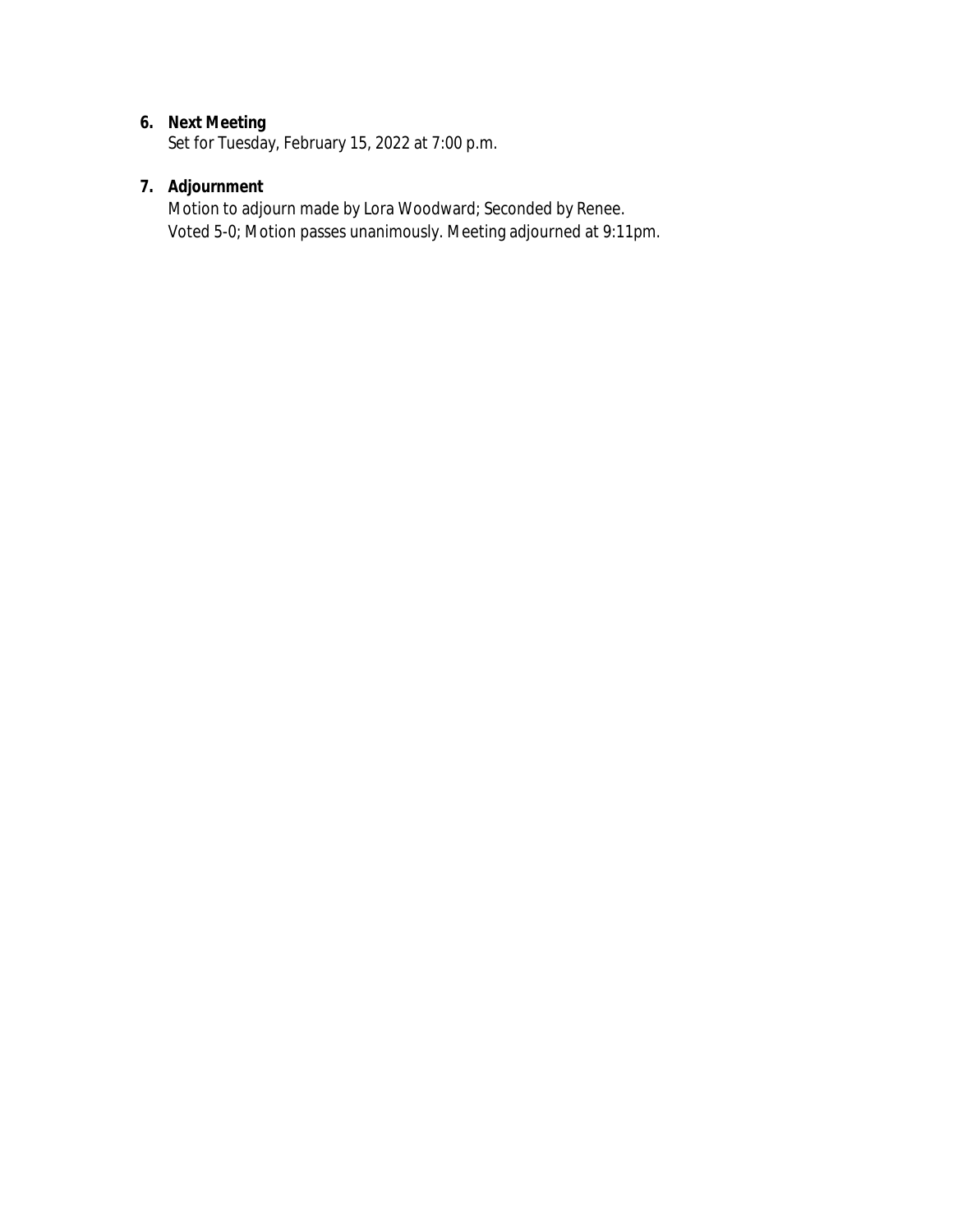**6. Next Meeting**
Set for Tuesday, February 15, 2022 at 7:00 p.m.

**7. Adjournment**
Motion to adjourn made by Lora Woodward; Seconded by Renee.
Voted 5-0; Motion passes unanimously. Meeting adjourned at 9:11pm.